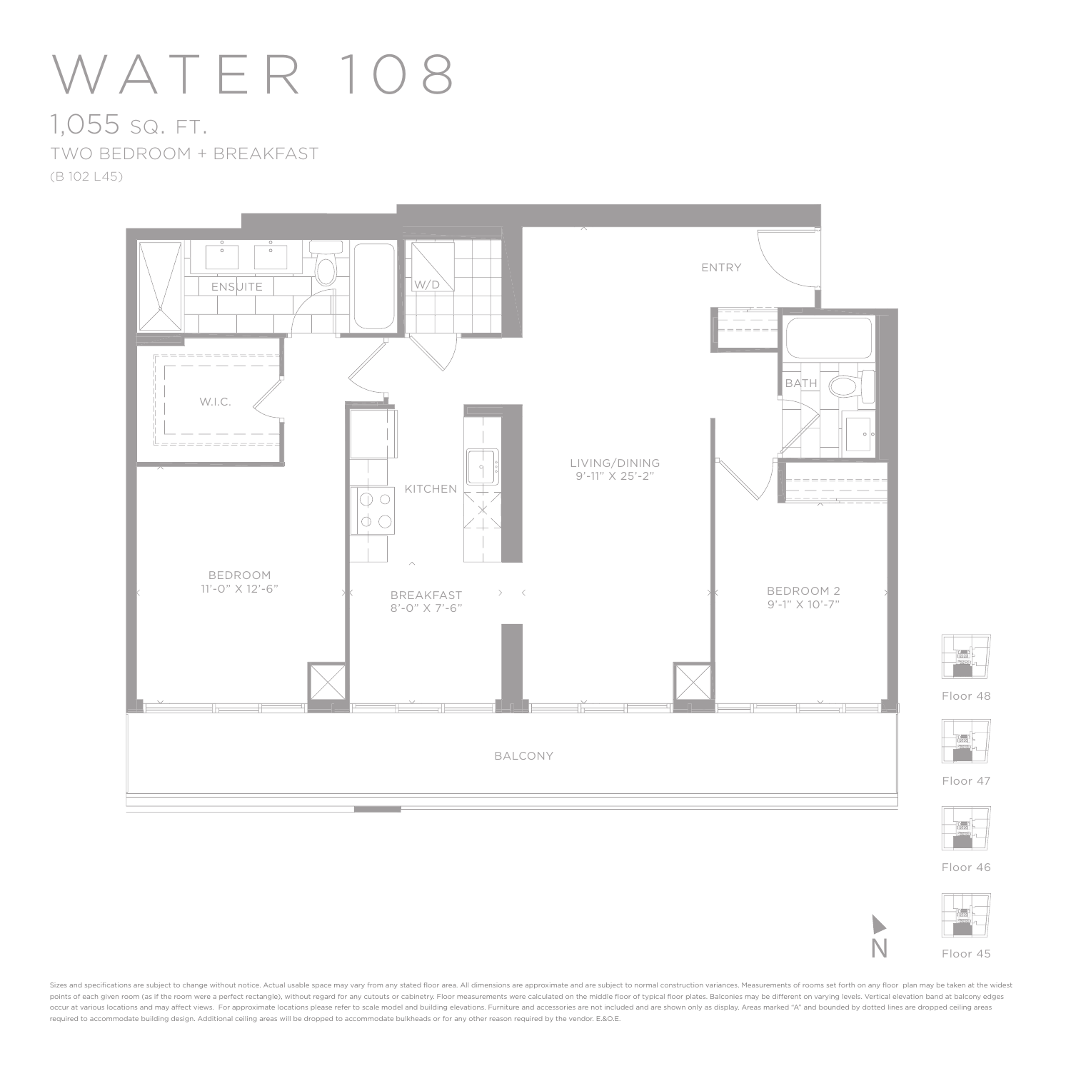# WATER 108

## 1,055 SQ. FT.

TWO BEDROOM + BREAKFAST

(B 102 L45)

ENSUITE

W/D

ENTRY

W.I.C.

BATH

KITCHEN

LIVING/DINING
9'-11" X 25'-2"

BEDROOM
11'-0" X 12'-6"

BREAKFAST
8'-0" X 7'-6"

BEDROOM 2
9'-1" X 10'-7"

BALCONY

N

Floor 48

Floor 47

Floor 46

Floor 45

Sizes and specifications are subject to change without notice. Actual usable space may vary from any stated floor area. All dimensions are approximate and are subject to normal construction variances. Measurements of rooms set forth on any floor plan may be taken at the widest points of each given room (as if the room were a perfect rectangle), without regard for any cutouts or cabinetry. Floor measurements were calculated on the middle floor of typical floor plates. Balconies may be different on varying levels. Vertical elevation band at balcony edges occur at various locations and may affect views. For approximate locations please refer to scale model and building elevations. Furniture and accessories are not included and are shown only as display. Areas marked "A" and bounded by dotted lines are dropped ceiling areas required to accommodate building design. Additional ceiling areas will be dropped to accommodate bulkheads or for any other reason required by the vendor. E.&O.E.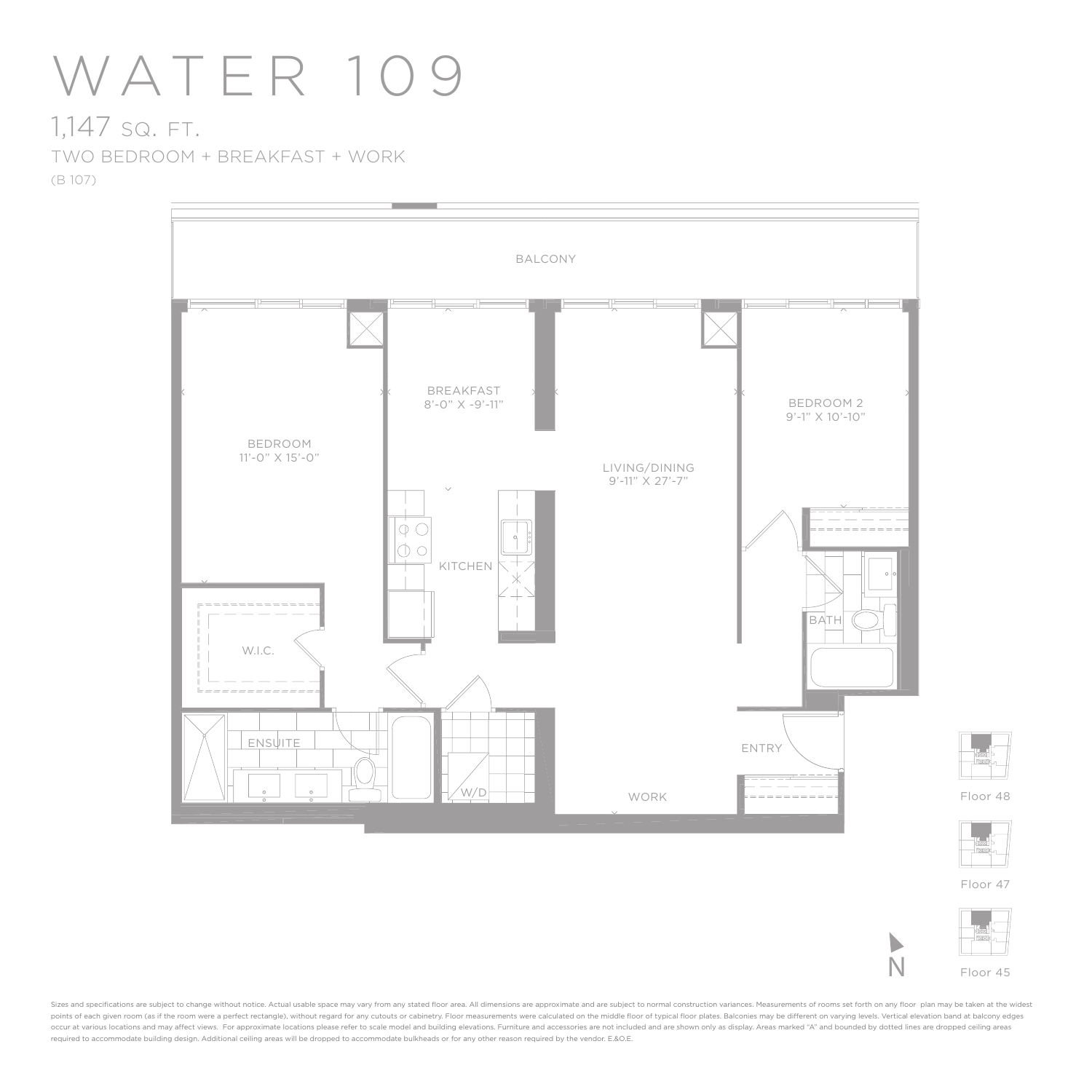# WATER 109

## 1,147 SQ. FT.

TWO BEDROOM + BREAKFAST + WORK

(B 107)

BALCONY

BEDROOM
11'-0" X 15'-0"

BREAKFAST
8'-0" X -9'-11"

LIVING/DINING
9'-11" X 27'-7"

BEDROOM 2
9'-1" X 10'-10"

KITCHEN

W.I.C.

BATH

ENSUITE

W/D

ENTRY

WORK

N

Floor 48

Floor 47

Floor 45

Sizes and specifications are subject to change without notice. Actual usable space may vary from any stated floor area. All dimensions are approximate and are subject to normal construction variances. Measurements of rooms set forth on any floor plan may be taken at the widest points of each given room (as if the room were a perfect rectangle), without regard for any cutouts or cabinetry. Floor measurements were calculated on the middle floor of typical floor plates. Balconies may be different on varying levels. Vertical elevation band at balcony edges occur at various locations and may affect views. For approximate locations please refer to scale model and building elevations. Furniture and accessories are not included and are shown only as display. Areas marked "A" and bounded by dotted lines are dropped ceiling areas required to accommodate building design. Additional ceiling areas will be dropped to accommodate bulkheads or for any other reason required by the vendor. E.&O.E.